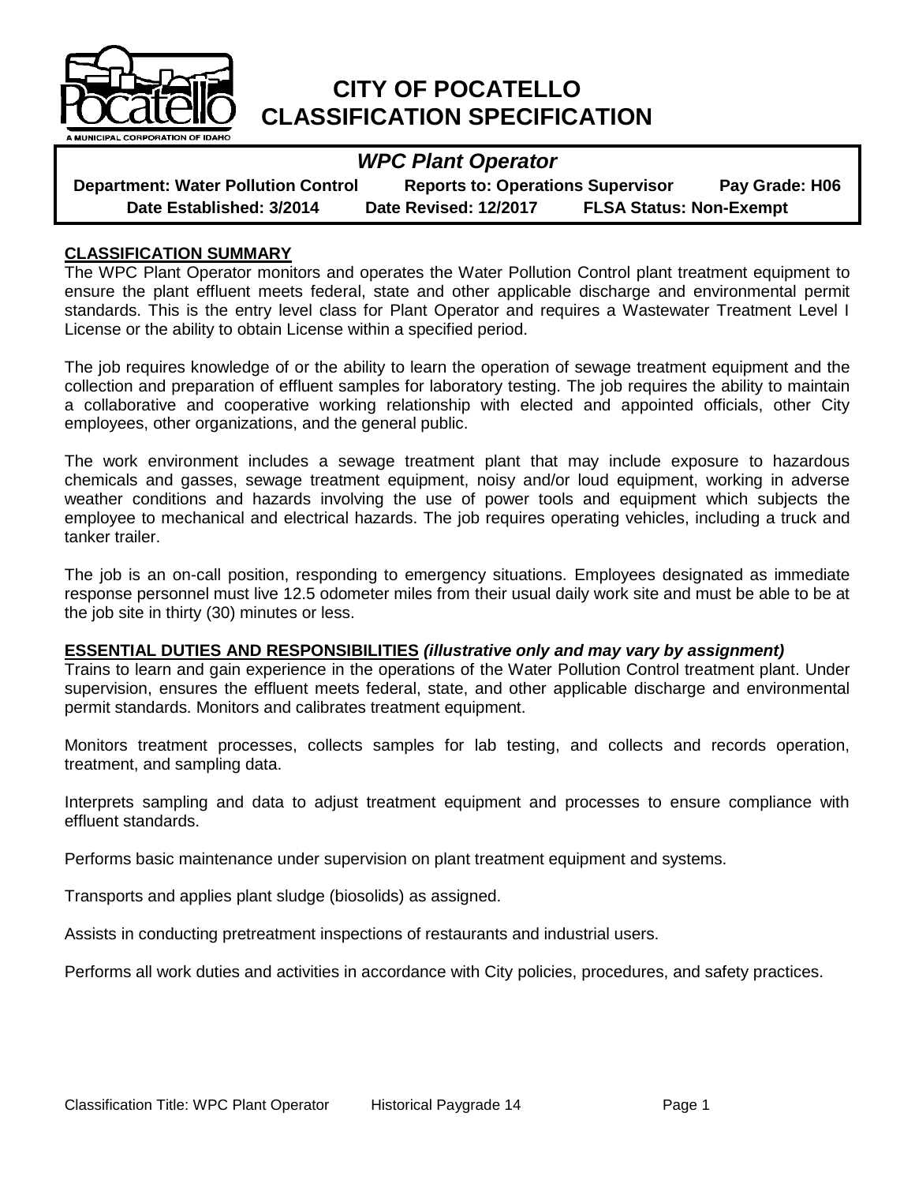# CITY OF POCATELLO CLASSIFICATION SPECIFICATION

## *WPC Plant Operator*

**Department: Water Pollution Control** **Reports to: Operations Supervisor** **Pay Grade: H06**
**Date Established: 3/2014** **Date Revised: 12/2017** **FLSA Status: Non-Exempt**

### CLASSIFICATION SUMMARY

The WPC Plant Operator monitors and operates the Water Pollution Control plant treatment equipment to ensure the plant effluent meets federal, state and other applicable discharge and environmental permit standards. This is the entry level class for Plant Operator and requires a Wastewater Treatment Level I License or the ability to obtain License within a specified period.

The job requires knowledge of or the ability to learn the operation of sewage treatment equipment and the collection and preparation of effluent samples for laboratory testing. The job requires the ability to maintain a collaborative and cooperative working relationship with elected and appointed officials, other City employees, other organizations, and the general public.

The work environment includes a sewage treatment plant that may include exposure to hazardous chemicals and gasses, sewage treatment equipment, noisy and/or loud equipment, working in adverse weather conditions and hazards involving the use of power tools and equipment which subjects the employee to mechanical and electrical hazards. The job requires operating vehicles, including a truck and tanker trailer.

The job is an on-call position, responding to emergency situations. Employees designated as immediate response personnel must live 12.5 odometer miles from their usual daily work site and must be able to be at the job site in thirty (30) minutes or less.

### ESSENTIAL DUTIES AND RESPONSIBILITIES *(illustrative only and may vary by assignment)*

Trains to learn and gain experience in the operations of the Water Pollution Control treatment plant. Under supervision, ensures the effluent meets federal, state, and other applicable discharge and environmental permit standards. Monitors and calibrates treatment equipment.

Monitors treatment processes, collects samples for lab testing, and collects and records operation, treatment, and sampling data.

Interprets sampling and data to adjust treatment equipment and processes to ensure compliance with effluent standards.

Performs basic maintenance under supervision on plant treatment equipment and systems.

Transports and applies plant sludge (biosolids) as assigned.

Assists in conducting pretreatment inspections of restaurants and industrial users.

Performs all work duties and activities in accordance with City policies, procedures, and safety practices.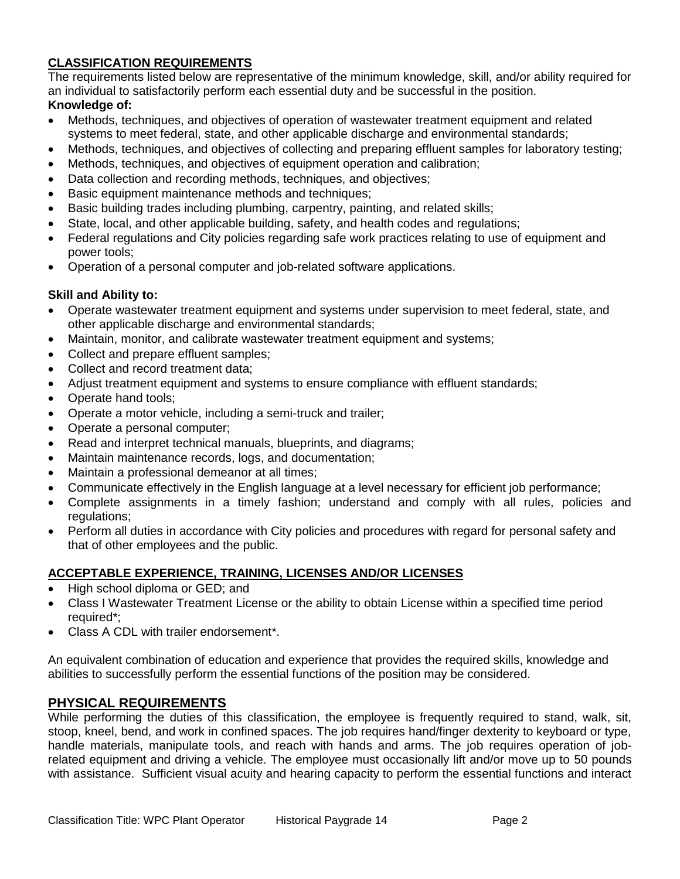## CLASSIFICATION REQUIREMENTS

The requirements listed below are representative of the minimum knowledge, skill, and/or ability required for an individual to satisfactorily perform each essential duty and be successful in the position.

**Knowledge of:**

- Methods, techniques, and objectives of operation of wastewater treatment equipment and related systems to meet federal, state, and other applicable discharge and environmental standards;
- Methods, techniques, and objectives of collecting and preparing effluent samples for laboratory testing;
- Methods, techniques, and objectives of equipment operation and calibration;
- Data collection and recording methods, techniques, and objectives;
- Basic equipment maintenance methods and techniques;
- Basic building trades including plumbing, carpentry, painting, and related skills;
- State, local, and other applicable building, safety, and health codes and regulations;
- Federal regulations and City policies regarding safe work practices relating to use of equipment and power tools;
- Operation of a personal computer and job-related software applications.

**Skill and Ability to:**

- Operate wastewater treatment equipment and systems under supervision to meet federal, state, and other applicable discharge and environmental standards;
- Maintain, monitor, and calibrate wastewater treatment equipment and systems;
- Collect and prepare effluent samples;
- Collect and record treatment data;
- Adjust treatment equipment and systems to ensure compliance with effluent standards;
- Operate hand tools;
- Operate a motor vehicle, including a semi-truck and trailer;
- Operate a personal computer;
- Read and interpret technical manuals, blueprints, and diagrams;
- Maintain maintenance records, logs, and documentation;
- Maintain a professional demeanor at all times;
- Communicate effectively in the English language at a level necessary for efficient job performance;
- Complete assignments in a timely fashion; understand and comply with all rules, policies and regulations;
- Perform all duties in accordance with City policies and procedures with regard for personal safety and that of other employees and the public.

## ACCEPTABLE EXPERIENCE, TRAINING, LICENSES AND/OR LICENSES

- High school diploma or GED; and
- Class I Wastewater Treatment License or the ability to obtain License within a specified time period required*;
- Class A CDL with trailer endorsement*.

An equivalent combination of education and experience that provides the required skills, knowledge and abilities to successfully perform the essential functions of the position may be considered.

## PHYSICAL REQUIREMENTS

While performing the duties of this classification, the employee is frequently required to stand, walk, sit, stoop, kneel, bend, and work in confined spaces. The job requires hand/finger dexterity to keyboard or type, handle materials, manipulate tools, and reach with hands and arms. The job requires operation of job-related equipment and driving a vehicle. The employee must occasionally lift and/or move up to 50 pounds with assistance. Sufficient visual acuity and hearing capacity to perform the essential functions and interact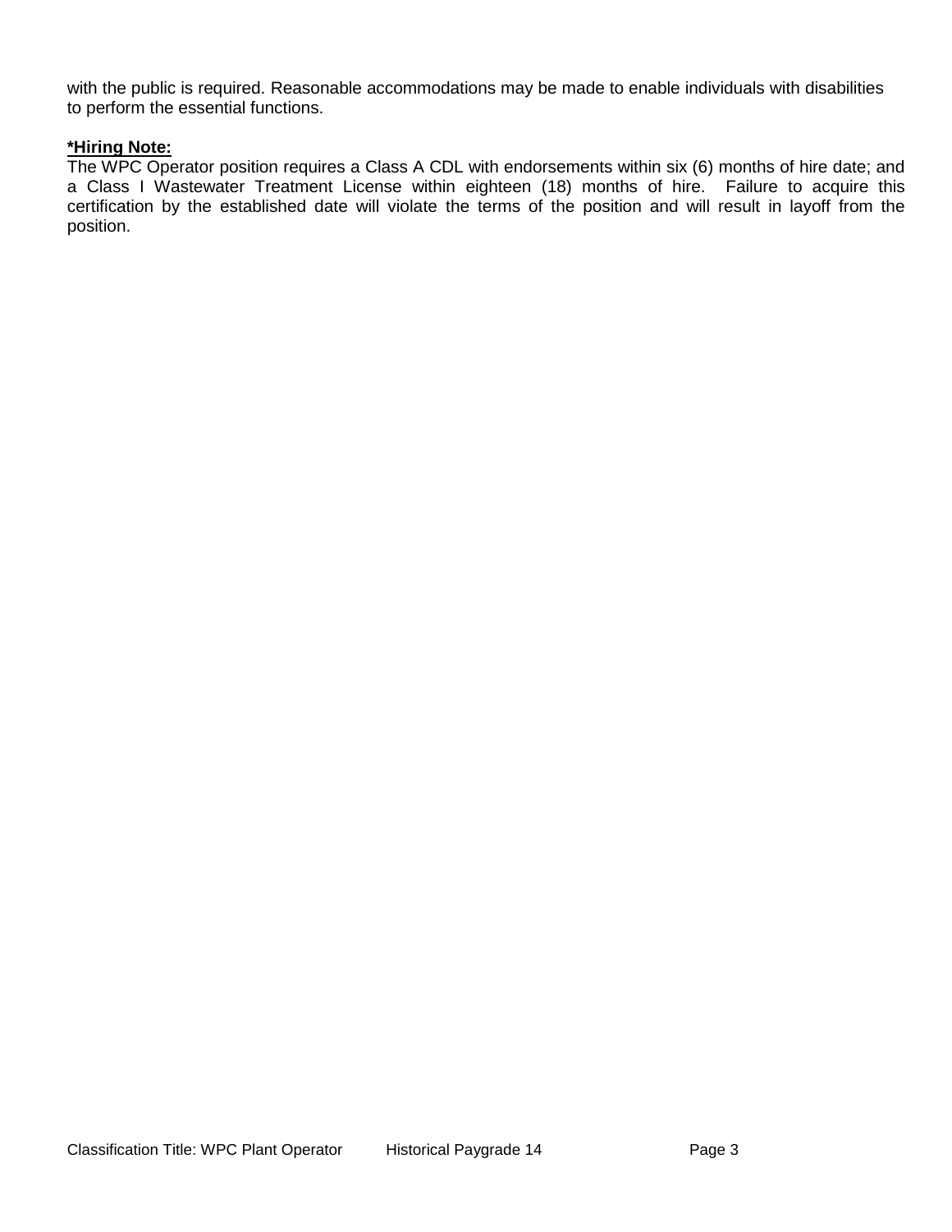with the public is required. Reasonable accommodations may be made to enable individuals with disabilities to perform the essential functions.

**\*Hiring Note:**

The WPC Operator position requires a Class A CDL with endorsements within six (6) months of hire date; and a Class I Wastewater Treatment License within eighteen (18) months of hire. Failure to acquire this certification by the established date will violate the terms of the position and will result in layoff from the position.